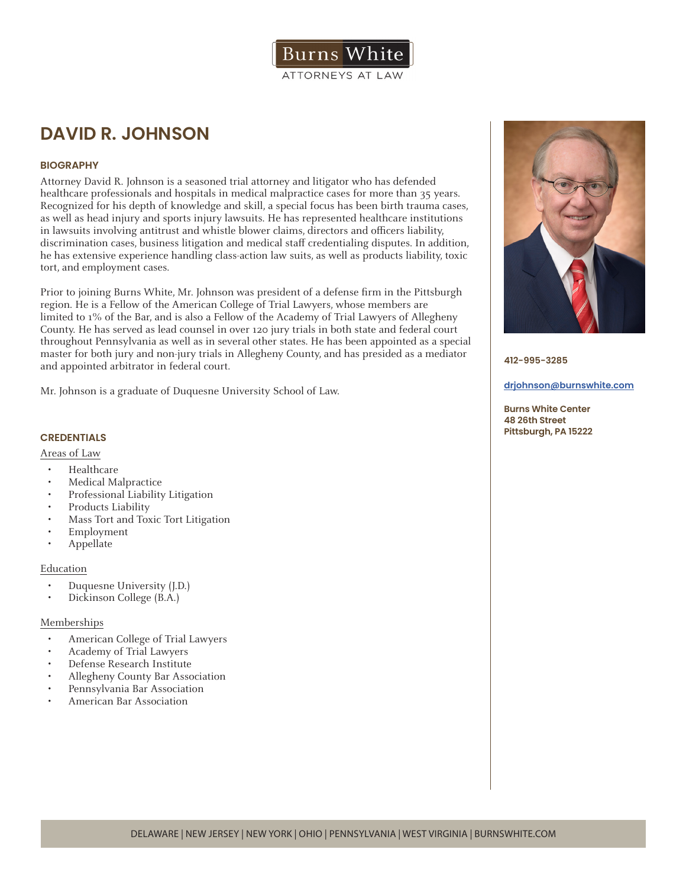Burns White
ATTORNEYS AT LAW

# DAVID R. JOHNSON

## BIOGRAPHY

Attorney David R. Johnson is a seasoned trial attorney and litigator who has defended healthcare professionals and hospitals in medical malpractice cases for more than 35 years. Recognized for his depth of knowledge and skill, a special focus has been birth trauma cases, as well as head injury and sports injury lawsuits. He has represented healthcare institutions in lawsuits involving antitrust and whistle blower claims, directors and officers liability, discrimination cases, business litigation and medical staff credentialing disputes. In addition, he has extensive experience handling class-action law suits, as well as products liability, toxic tort, and employment cases.

Prior to joining Burns White, Mr. Johnson was president of a defense firm in the Pittsburgh region. He is a Fellow of the American College of Trial Lawyers, whose members are limited to 1% of the Bar, and is also a Fellow of the Academy of Trial Lawyers of Allegheny County. He has served as lead counsel in over 120 jury trials in both state and federal court throughout Pennsylvania as well as in several other states. He has been appointed as a special master for both jury and non-jury trials in Allegheny County, and has presided as a mediator and appointed arbitrator in federal court.

Mr. Johnson is a graduate of Duquesne University School of Law.

## CREDENTIALS

### Areas of Law

- Healthcare
- Medical Malpractice
- Professional Liability Litigation
- Products Liability
- Mass Tort and Toxic Tort Litigation
- Employment
- Appellate

### Education

- Duquesne University (J.D.)
- Dickinson College (B.A.)

### Memberships

- American College of Trial Lawyers
- Academy of Trial Lawyers
- Defense Research Institute
- Allegheny County Bar Association
- Pennsylvania Bar Association
- American Bar Association

**412-995-3285**

**drjohnson@burnswhite.com**

**Burns White Center**
**48 26th Street**
**Pittsburgh, PA 15222**

DELAWARE | NEW JERSEY | NEW YORK | OHIO | PENNSYLVANIA | WEST VIRGINIA | BURNSWHITE.COM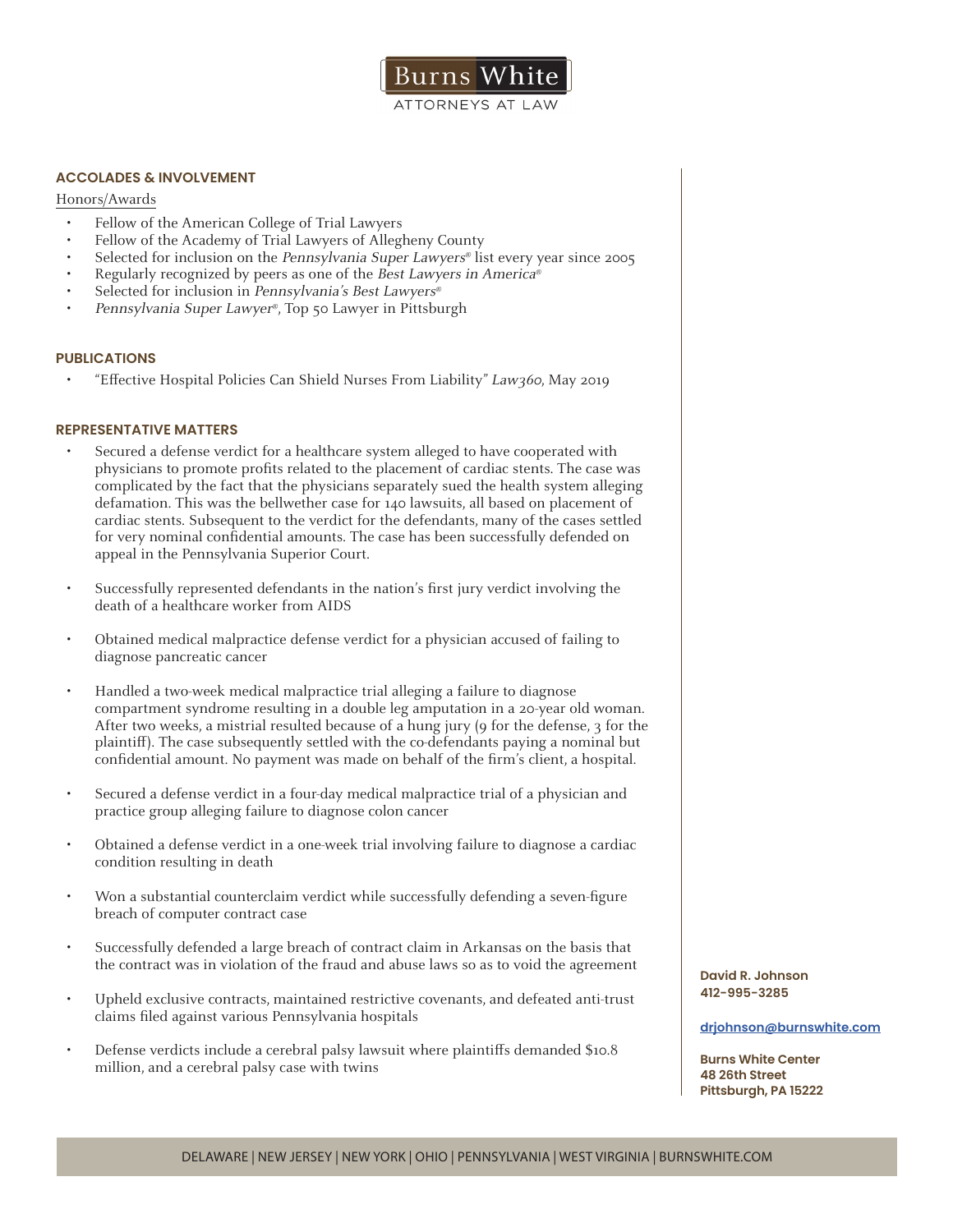## ACCOLADES & INVOLVEMENT

Honors/Awards

- Fellow of the American College of Trial Lawyers
- Fellow of the Academy of Trial Lawyers of Allegheny County
- Selected for inclusion on the *Pennsylvania Super Lawyers®* list every year since 2005
- Regularly recognized by peers as one of the *Best Lawyers in America®*
- Selected for inclusion in *Pennsylvania's Best Lawyers®*
- *Pennsylvania Super Lawyer®*, Top 50 Lawyer in Pittsburgh

## PUBLICATIONS

- "Effective Hospital Policies Can Shield Nurses From Liability" *Law360*, May 2019

## REPRESENTATIVE MATTERS

- Secured a defense verdict for a healthcare system alleged to have cooperated with physicians to promote profits related to the placement of cardiac stents. The case was complicated by the fact that the physicians separately sued the health system alleging defamation. This was the bellwether case for 140 lawsuits, all based on placement of cardiac stents. Subsequent to the verdict for the defendants, many of the cases settled for very nominal confidential amounts. The case has been successfully defended on appeal in the Pennsylvania Superior Court.

- Successfully represented defendants in the nation's first jury verdict involving the death of a healthcare worker from AIDS

- Obtained medical malpractice defense verdict for a physician accused of failing to diagnose pancreatic cancer

- Handled a two-week medical malpractice trial alleging a failure to diagnose compartment syndrome resulting in a double leg amputation in a 20-year old woman. After two weeks, a mistrial resulted because of a hung jury (9 for the defense, 3 for the plaintiff). The case subsequently settled with the co-defendants paying a nominal but confidential amount. No payment was made on behalf of the firm's client, a hospital.

- Secured a defense verdict in a four-day medical malpractice trial of a physician and practice group alleging failure to diagnose colon cancer

- Obtained a defense verdict in a one-week trial involving failure to diagnose a cardiac condition resulting in death

- Won a substantial counterclaim verdict while successfully defending a seven-figure breach of computer contract case

- Successfully defended a large breach of contract claim in Arkansas on the basis that the contract was in violation of the fraud and abuse laws so as to void the agreement

- Upheld exclusive contracts, maintained restrictive covenants, and defeated anti-trust claims filed against various Pennsylvania hospitals

- Defense verdicts include a cerebral palsy lawsuit where plaintiffs demanded $10.8 million, and a cerebral palsy case with twins

**David R. Johnson**
**412-995-3285**

**drjohnson@burnswhite.com**

**Burns White Center**
**48 26th Street**
**Pittsburgh, PA 15222**